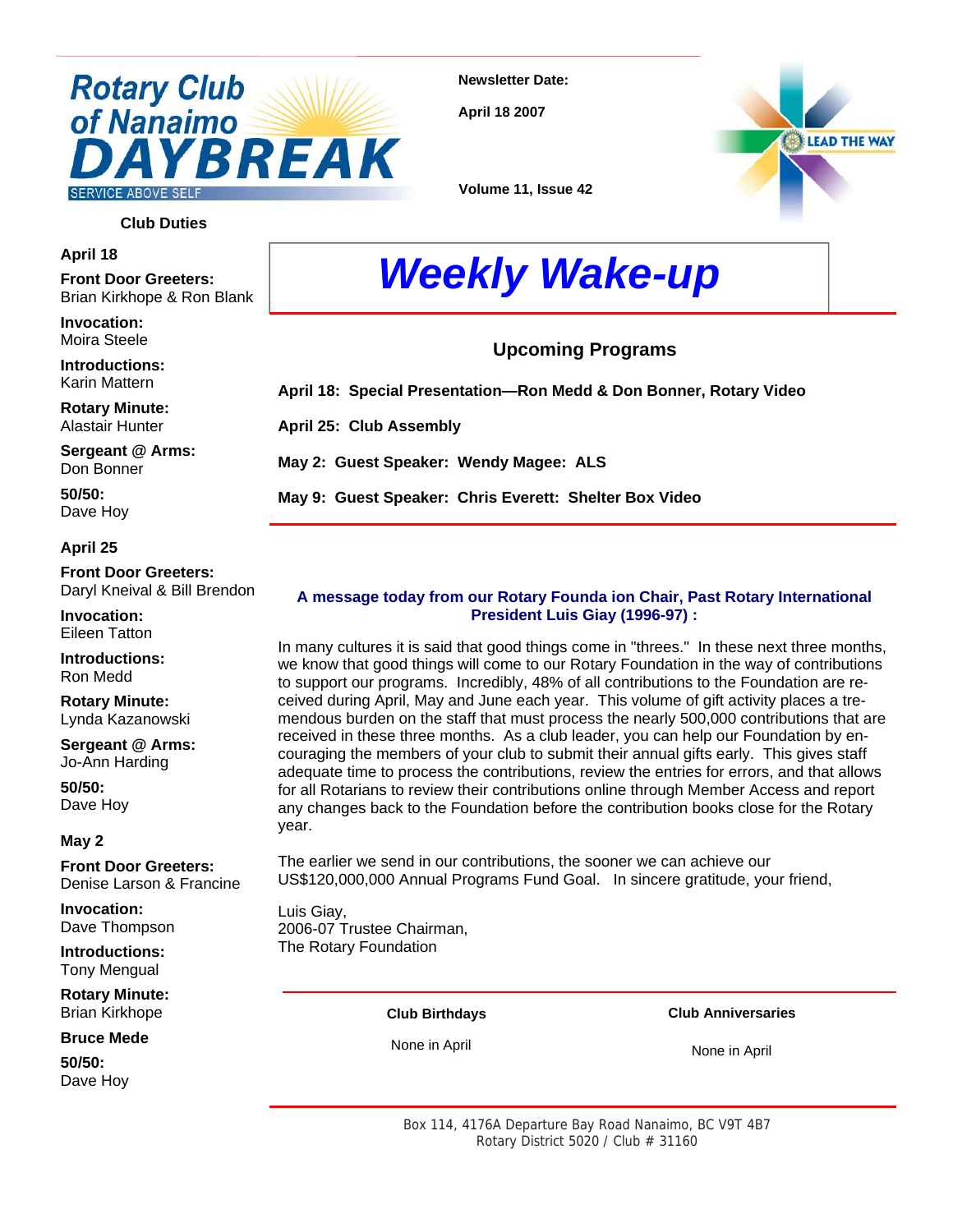# Rotary Club of Nanaimo DAYBREAK

SERVICE ABOVE SELF

**Newsletter Date:**

**April 18 2007**

**Volume 11, Issue 42**

LEAD THE WAY

# *Weekly Wake-up*

## Club Duties

**April 18**

**Front Door Greeters:**
Brian Kirkhope & Ron Blank

**Invocation:**
Moira Steele

**Introductions:**
Karin Mattern

**Rotary Minute:**
Alastair Hunter

**Sergeant @ Arms:**
Don Bonner

**50/50:**
Dave Hoy

**April 25**

**Front Door Greeters:**
Daryl Kneival & Bill Brendon

**Invocation:**
Eileen Tatton

**Introductions:**
Ron Medd

**Rotary Minute:**
Lynda Kazanowski

**Sergeant @ Arms:**
Jo-Ann Harding

**50/50:**
Dave Hoy

**May 2**

**Front Door Greeters:**
Denise Larson & Francine

**Invocation:**
Dave Thompson

**Introductions:**
Tony Mengual

**Rotary Minute:**
Brian Kirkhope

**Bruce Mede**

**50/50:**
Dave Hoy

## Upcoming Programs

**April 18: Special Presentation—Ron Medd & Don Bonner, Rotary Video**

**April 25: Club Assembly**

**May 2: Guest Speaker: Wendy Magee: ALS**

**May 9: Guest Speaker: Chris Everett: Shelter Box Video**

**A message today from our Rotary Founda ion Chair, Past Rotary International President Luis Giay (1996-97) :**

In many cultures it is said that good things come in "threes." In these next three months, we know that good things will come to our Rotary Foundation in the way of contributions to support our programs. Incredibly, 48% of all contributions to the Foundation are received during April, May and June each year. This volume of gift activity places a tremendous burden on the staff that must process the nearly 500,000 contributions that are received in these three months. As a club leader, you can help our Foundation by encouraging the members of your club to submit their annual gifts early. This gives staff adequate time to process the contributions, review the entries for errors, and that allows for all Rotarians to review their contributions online through Member Access and report any changes back to the Foundation before the contribution books close for the Rotary year.

The earlier we send in our contributions, the sooner we can achieve our US$120,000,000 Annual Programs Fund Goal. In sincere gratitude, your friend,

Luis Giay,
2006-07 Trustee Chairman,
The Rotary Foundation

**Club Birthdays**

None in April

**Club Anniversaries**

None in April

Box 114, 4176A Departure Bay Road Nanaimo, BC V9T 4B7
Rotary District 5020 / Club # 31160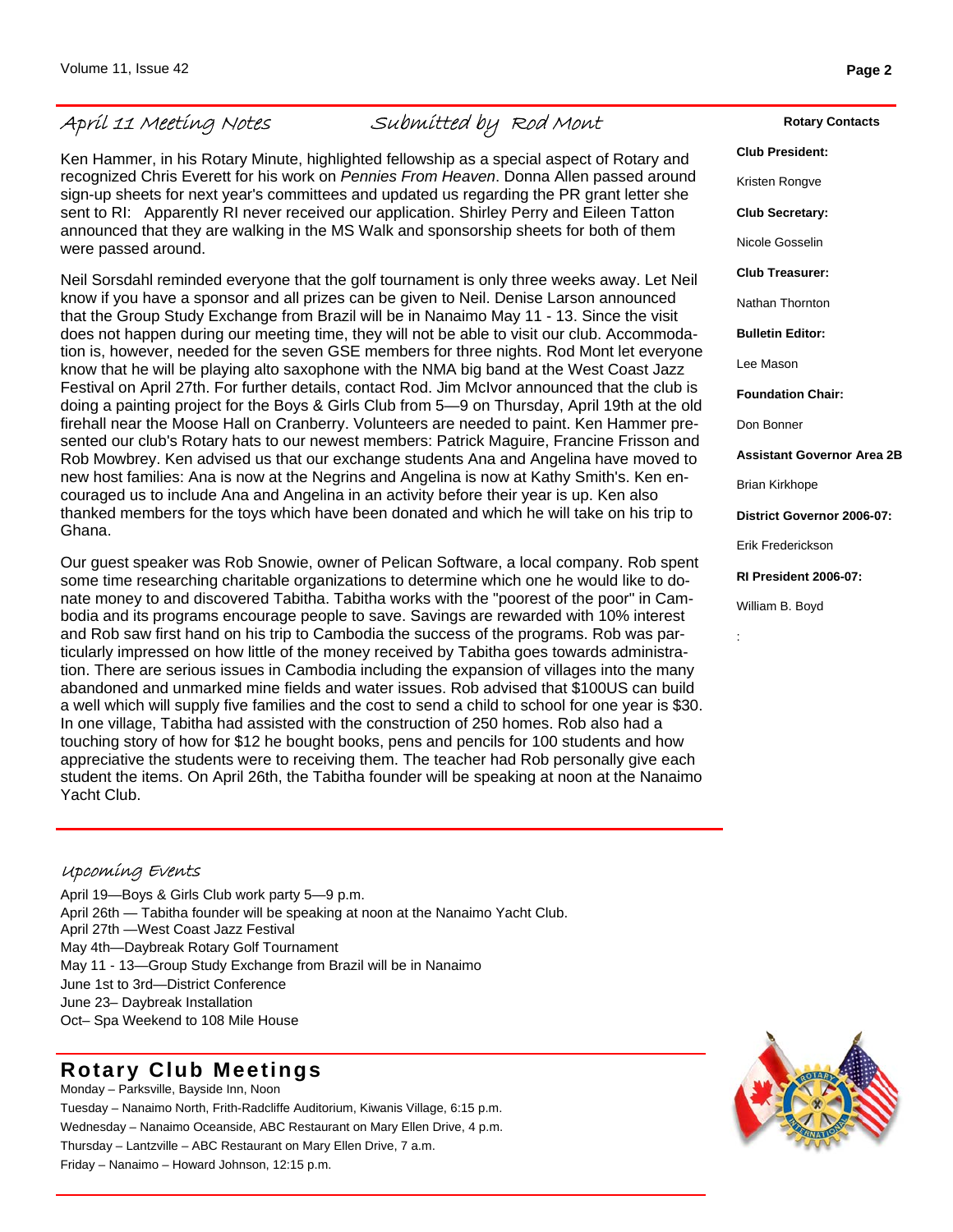## April 11 Meeting Notes

*Submitted by Rod Mont*

Ken Hammer, in his Rotary Minute, highlighted fellowship as a special aspect of Rotary and recognized Chris Everett for his work on *Pennies From Heaven*. Donna Allen passed around sign-up sheets for next year's committees and updated us regarding the PR grant letter she sent to RI: Apparently RI never received our application. Shirley Perry and Eileen Tatton announced that they are walking in the MS Walk and sponsorship sheets for both of them were passed around.

Neil Sorsdahl reminded everyone that the golf tournament is only three weeks away. Let Neil know if you have a sponsor and all prizes can be given to Neil. Denise Larson announced that the Group Study Exchange from Brazil will be in Nanaimo May 11 - 13. Since the visit does not happen during our meeting time, they will not be able to visit our club. Accommodation is, however, needed for the seven GSE members for three nights. Rod Mont let everyone know that he will be playing alto saxophone with the NMA big band at the West Coast Jazz Festival on April 27th. For further details, contact Rod. Jim McIvor announced that the club is doing a painting project for the Boys & Girls Club from 5—9 on Thursday, April 19th at the old firehall near the Moose Hall on Cranberry. Volunteers are needed to paint. Ken Hammer presented our club's Rotary hats to our newest members: Patrick Maguire, Francine Frisson and Rob Mowbrey. Ken advised us that our exchange students Ana and Angelina have moved to new host families: Ana is now at the Negrins and Angelina is now at Kathy Smith's. Ken encouraged us to include Ana and Angelina in an activity before their year is up. Ken also thanked members for the toys which have been donated and which he will take on his trip to Ghana.

Our guest speaker was Rob Snowie, owner of Pelican Software, a local company. Rob spent some time researching charitable organizations to determine which one he would like to donate money to and discovered Tabitha. Tabitha works with the "poorest of the poor" in Cambodia and its programs encourage people to save. Savings are rewarded with 10% interest and Rob saw first hand on his trip to Cambodia the success of the programs. Rob was particularly impressed on how little of the money received by Tabitha goes towards administration. There are serious issues in Cambodia including the expansion of villages into the many abandoned and unmarked mine fields and water issues. Rob advised that $100US can build a well which will supply five families and the cost to send a child to school for one year is $30. In one village, Tabitha had assisted with the construction of 250 homes. Rob also had a touching story of how for $12 he bought books, pens and pencils for 100 students and how appreciative the students were to receiving them. The teacher had Rob personally give each student the items. On April 26th, the Tabitha founder will be speaking at noon at the Nanaimo Yacht Club.

## Upcoming Events

April 19—Boys & Girls Club work party 5—9 p.m.
April 26th — Tabitha founder will be speaking at noon at the Nanaimo Yacht Club.
April 27th —West Coast Jazz Festival
May 4th—Daybreak Rotary Golf Tournament
May 11 - 13—Group Study Exchange from Brazil will be in Nanaimo
June 1st to 3rd—District Conference
June 23– Daybreak Installation
Oct– Spa Weekend to 108 Mile House

## Rotary Club Meetings

Monday – Parksville, Bayside Inn, Noon
Tuesday – Nanaimo North, Frith-Radcliffe Auditorium, Kiwanis Village, 6:15 p.m.
Wednesday – Nanaimo Oceanside, ABC Restaurant on Mary Ellen Drive, 4 p.m.
Thursday – Lantzville – ABC Restaurant on Mary Ellen Drive, 7 a.m.
Friday – Nanaimo – Howard Johnson, 12:15 p.m.

### Rotary Contacts

**Club President:**

Kristen Rongve

**Club Secretary:**

Nicole Gosselin

**Club Treasurer:**

Nathan Thornton

**Bulletin Editor:**

Lee Mason

**Foundation Chair:**

Don Bonner

**Assistant Governor Area 2B**

Brian Kirkhope

**District Governor 2006-07:**

Erik Frederickson

**RI President 2006-07:**

William B. Boyd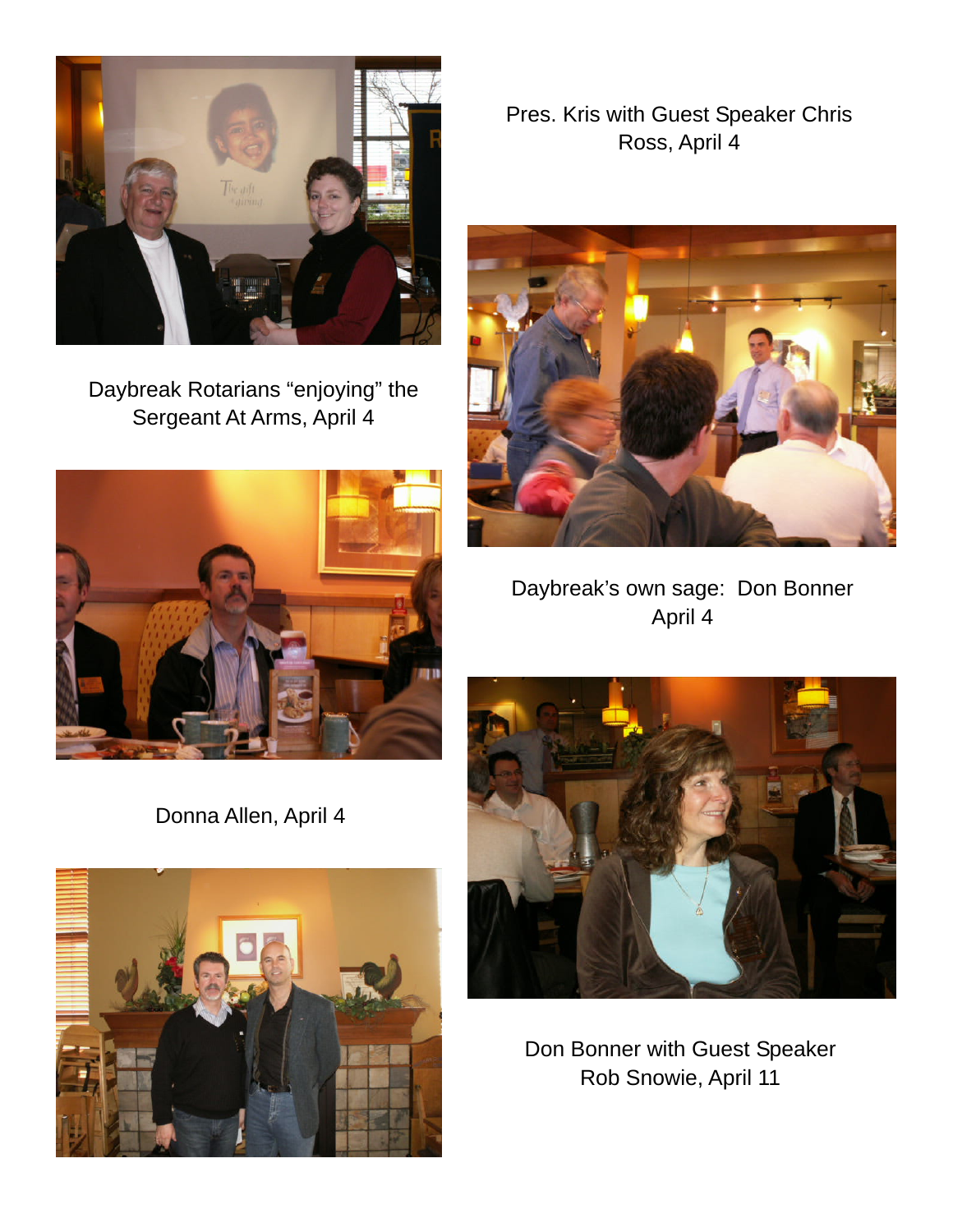Daybreak Rotarians "enjoying" the Sergeant At Arms, April 4

Donna Allen, April 4

Pres. Kris with Guest Speaker Chris Ross, April 4

Daybreak's own sage: Don Bonner April 4

Don Bonner with Guest Speaker Rob Snowie, April 11